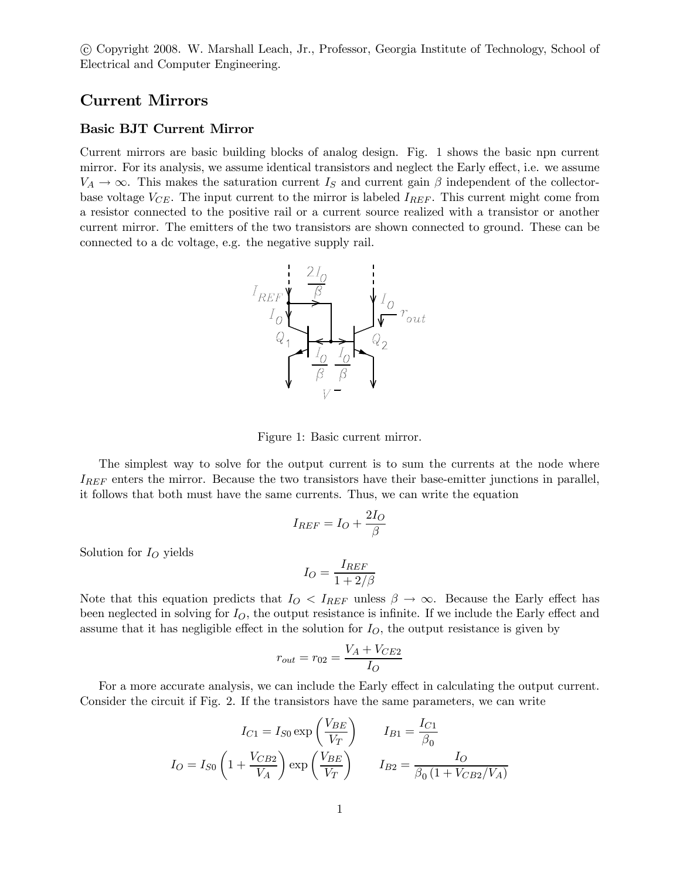© Copyright 2008. W. Marshall Leach, Jr., Professor, Georgia Institute of Technology, School of Electrical and Computer Engineering.

# Current Mirrors

## Basic BJT Current Mirror

Current mirrors are basic building blocks of analog design. Fig. 1 shows the basic npn current mirror. For its analysis, we assume identical transistors and neglect the Early effect, i.e. we assume $V_A \to \infty$. This makes the saturation current $I_S$ and current gain $\beta$ independent of the collector-base voltage $V_{CE}$. The input current to the mirror is labeled $I_{REF}$. This current might come from a resistor connected to the positive rail or a current source realized with a transistor or another current mirror. The emitters of the two transistors are shown connected to ground. These can be connected to a dc voltage, e.g. the negative supply rail.

Figure 1: Basic current mirror.

The simplest way to solve for the output current is to sum the currents at the node where $I_{REF}$ enters the mirror. Because the two transistors have their base-emitter junctions in parallel, it follows that both must have the same currents. Thus, we can write the equation

$$I_{REF} = I_O + \frac{2I_O}{\beta}$$

Solution for $I_O$ yields

$$I_O = \frac{I_{REF}}{1 + 2/\beta}$$

Note that this equation predicts that $I_O < I_{REF}$ unless $\beta \to \infty$. Because the Early effect has been neglected in solving for $I_O$, the output resistance is infinite. If we include the Early effect and assume that it has negligible effect in the solution for $I_O$, the output resistance is given by

$$r_{out} = r_{02} = \frac{V_A + V_{CE2}}{I_O}$$

For a more accurate analysis, we can include the Early effect in calculating the output current. Consider the circuit if Fig. 2. If the transistors have the same parameters, we can write

$$I_{C1} = I_{S0} \exp\left(\frac{V_{BE}}{V_T}\right) \qquad I_{B1} = \frac{I_{C1}}{\beta_0}$$

$$I_O = I_{S0}\left(1 + \frac{V_{CB2}}{V_A}\right) \exp\left(\frac{V_{BE}}{V_T}\right) \qquad I_{B2} = \frac{I_O}{\beta_0\left(1 + V_{CB2}/V_A\right)}$$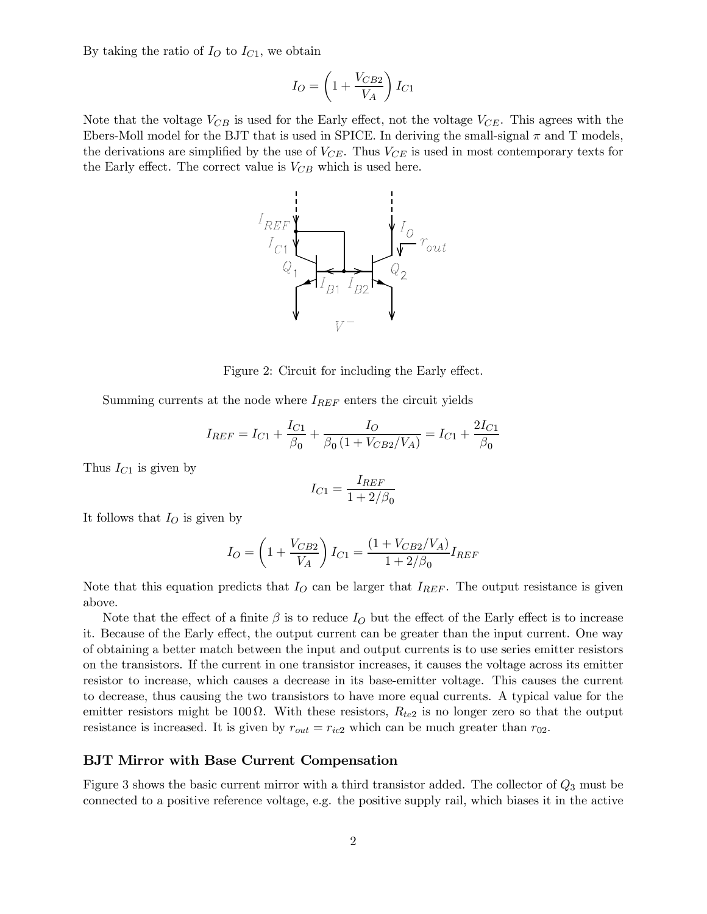By taking the ratio of $I_O$ to $I_{C1}$, we obtain

$$I_O = \left(1 + \frac{V_{CB2}}{V_A}\right) I_{C1}$$

Note that the voltage $V_{CB}$ is used for the Early effect, not the voltage $V_{CE}$. This agrees with the Ebers-Moll model for the BJT that is used in SPICE. In deriving the small-signal $\pi$ and T models, the derivations are simplified by the use of $V_{CE}$. Thus $V_{CE}$ is used in most contemporary texts for the Early effect. The correct value is $V_{CB}$ which is used here.

Figure 2: Circuit for including the Early effect.

Summing currents at the node where $I_{REF}$ enters the circuit yields

$$I_{REF} = I_{C1} + \frac{I_{C1}}{\beta_0} + \frac{I_O}{\beta_0 \left(1 + V_{CB2}/V_A\right)} = I_{C1} + \frac{2I_{C1}}{\beta_0}$$

Thus $I_{C1}$ is given by

$$I_{C1} = \frac{I_{REF}}{1 + 2/\beta_0}$$

It follows that $I_O$ is given by

$$I_O = \left(1 + \frac{V_{CB2}}{V_A}\right) I_{C1} = \frac{\left(1 + V_{CB2}/V_A\right)}{1 + 2/\beta_0} I_{REF}$$

Note that this equation predicts that $I_O$ can be larger that $I_{REF}$. The output resistance is given above.

Note that the effect of a finite $\beta$ is to reduce $I_O$ but the effect of the Early effect is to increase it. Because of the Early effect, the output current can be greater than the input current. One way of obtaining a better match between the input and output currents is to use series emitter resistors on the transistors. If the current in one transistor increases, it causes the voltage across its emitter resistor to increase, which causes a decrease in its base-emitter voltage. This causes the current to decrease, thus causing the two transistors to have more equal currents. A typical value for the emitter resistors might be $100\,\Omega$. With these resistors, $R_{te2}$ is no longer zero so that the output resistance is increased. It is given by $r_{out} = r_{ic2}$ which can be much greater than $r_{02}$.

## BJT Mirror with Base Current Compensation

Figure 3 shows the basic current mirror with a third transistor added. The collector of $Q_3$ must be connected to a positive reference voltage, e.g. the positive supply rail, which biases it in the active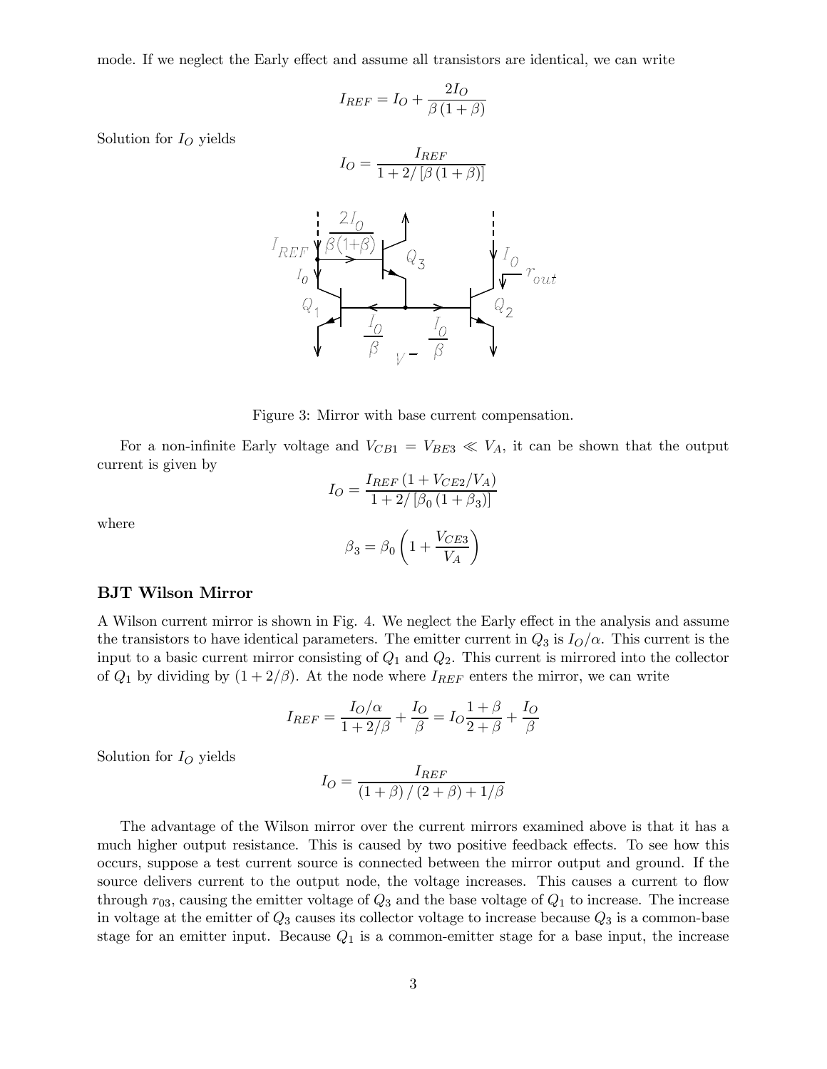mode. If we neglect the Early effect and assume all transistors are identical, we can write

$$I_{REF} = I_O + \frac{2I_O}{\beta(1+\beta)}$$

Solution for $I_O$ yields

$$I_O = \frac{I_{REF}}{1 + 2/[\beta(1+\beta)]}$$

Figure 3: Mirror with base current compensation.

For a non-infinite Early voltage and $V_{CB1} = V_{BE3} \ll V_A$, it can be shown that the output current is given by

$$I_O = \frac{I_{REF}(1 + V_{CE2}/V_A)}{1 + 2/[\beta_0(1+\beta_3)]}$$

where

$$\beta_3 = \beta_0 \left(1 + \frac{V_{CE3}}{V_A}\right)$$

### BJT Wilson Mirror

A Wilson current mirror is shown in Fig. 4. We neglect the Early effect in the analysis and assume the transistors to have identical parameters. The emitter current in $Q_3$ is $I_O/\alpha$. This current is the input to a basic current mirror consisting of $Q_1$ and $Q_2$. This current is mirrored into the collector of $Q_1$ by dividing by $(1 + 2/\beta)$. At the node where $I_{REF}$ enters the mirror, we can write

$$I_{REF} = \frac{I_O/\alpha}{1 + 2/\beta} + \frac{I_O}{\beta} = I_O \frac{1+\beta}{2+\beta} + \frac{I_O}{\beta}$$

Solution for $I_O$ yields

$$I_O = \frac{I_{REF}}{(1+\beta)/(2+\beta) + 1/\beta}$$

The advantage of the Wilson mirror over the current mirrors examined above is that it has a much higher output resistance. This is caused by two positive feedback effects. To see how this occurs, suppose a test current source is connected between the mirror output and ground. If the source delivers current to the output node, the voltage increases. This causes a current to flow through $r_{03}$, causing the emitter voltage of $Q_3$ and the base voltage of $Q_1$ to increase. The increase in voltage at the emitter of $Q_3$ causes its collector voltage to increase because $Q_3$ is a common-base stage for an emitter input. Because $Q_1$ is a common-emitter stage for a base input, the increase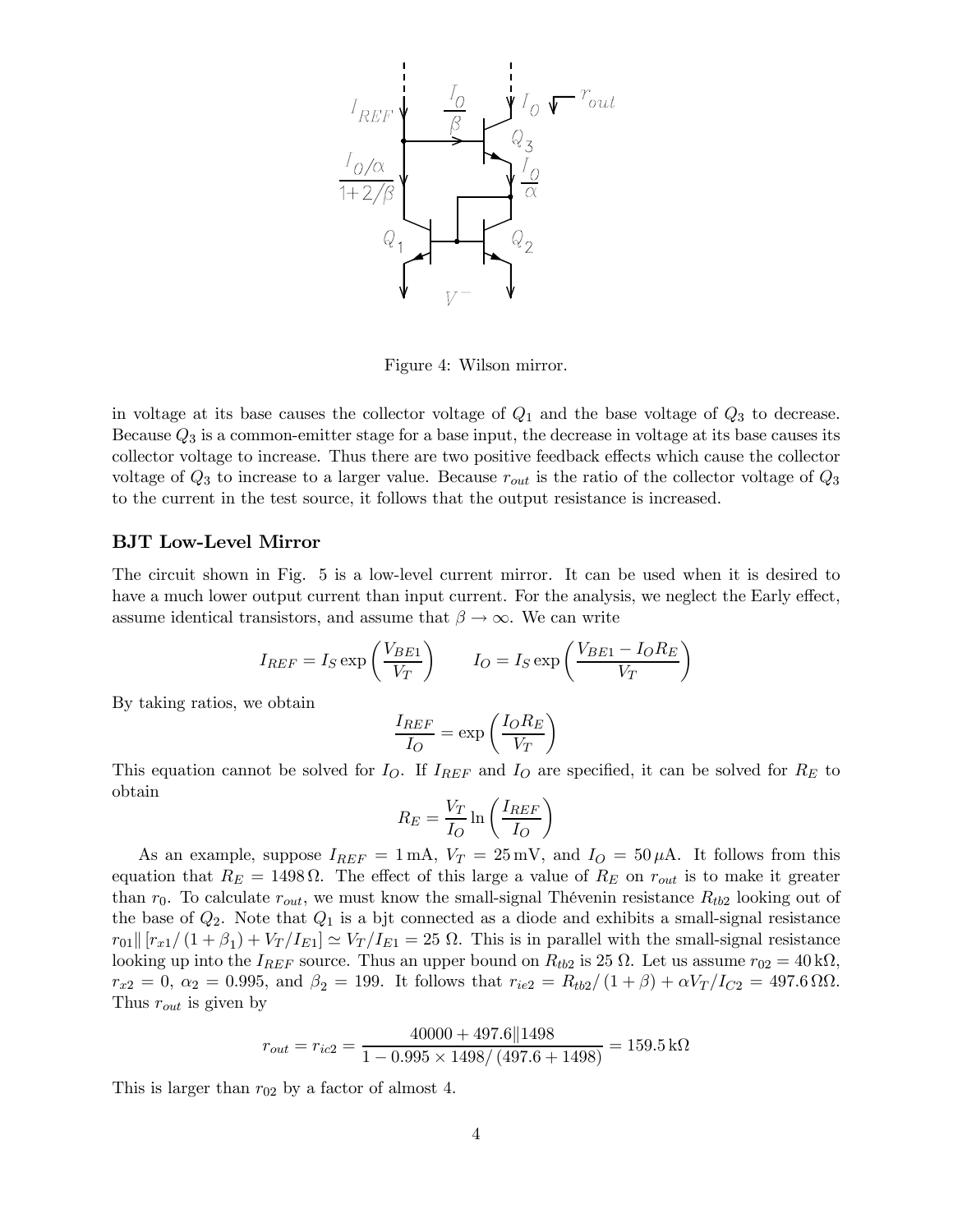Figure 4: Wilson mirror.

in voltage at its base causes the collector voltage of $Q_1$ and the base voltage of $Q_3$ to decrease. Because $Q_3$ is a common-emitter stage for a base input, the decrease in voltage at its base causes its collector voltage to increase. Thus there are two positive feedback effects which cause the collector voltage of $Q_3$ to increase to a larger value. Because $r_{out}$ is the ratio of the collector voltage of $Q_3$ to the current in the test source, it follows that the output resistance is increased.

### BJT Low-Level Mirror

The circuit shown in Fig. 5 is a low-level current mirror. It can be used when it is desired to have a much lower output current than input current. For the analysis, we neglect the Early effect, assume identical transistors, and assume that $\beta \to \infty$. We can write

$$I_{REF} = I_S \exp\left(\frac{V_{BE1}}{V_T}\right) \qquad I_O = I_S \exp\left(\frac{V_{BE1} - I_O R_E}{V_T}\right)$$

By taking ratios, we obtain

$$\frac{I_{REF}}{I_O} = \exp\left(\frac{I_O R_E}{V_T}\right)$$

This equation cannot be solved for $I_O$. If $I_{REF}$ and $I_O$ are specified, it can be solved for $R_E$ to obtain

$$R_E = \frac{V_T}{I_O} \ln\left(\frac{I_{REF}}{I_O}\right)$$

As an example, suppose $I_{REF} = 1\,\text{mA}$, $V_T = 25\,\text{mV}$, and $I_O = 50\,\mu\text{A}$. It follows from this equation that $R_E = 1498\,\Omega$. The effect of this large a value of $R_E$ on $r_{out}$ is to make it greater than $r_0$. To calculate $r_{out}$, we must know the small-signal Thévenin resistance $R_{tb2}$ looking out of the base of $Q_2$. Note that $Q_1$ is a bjt connected as a diode and exhibits a small-signal resistance $r_{01} \| \left[r_{x1}/(1+\beta_1) + V_T/I_{E1}\right] \simeq V_T/I_{E1} = 25\ \Omega$. This is in parallel with the small-signal resistance looking up into the $I_{REF}$ source. Thus an upper bound on $R_{tb2}$ is $25\ \Omega$. Let us assume $r_{02} = 40\,\text{k}\Omega$, $r_{x2} = 0$, $\alpha_2 = 0.995$, and $\beta_2 = 199$. It follows that $r_{ie2} = R_{tb2}/(1+\beta) + \alpha V_T/I_{C2} = 497.6\,\Omega\Omega$. Thus $r_{out}$ is given by

$$r_{out} = r_{ic2} = \frac{40000 + 497.6 \| 1498}{1 - 0.995 \times 1498/(497.6 + 1498)} = 159.5\,\text{k}\Omega$$

This is larger than $r_{02}$ by a factor of almost 4.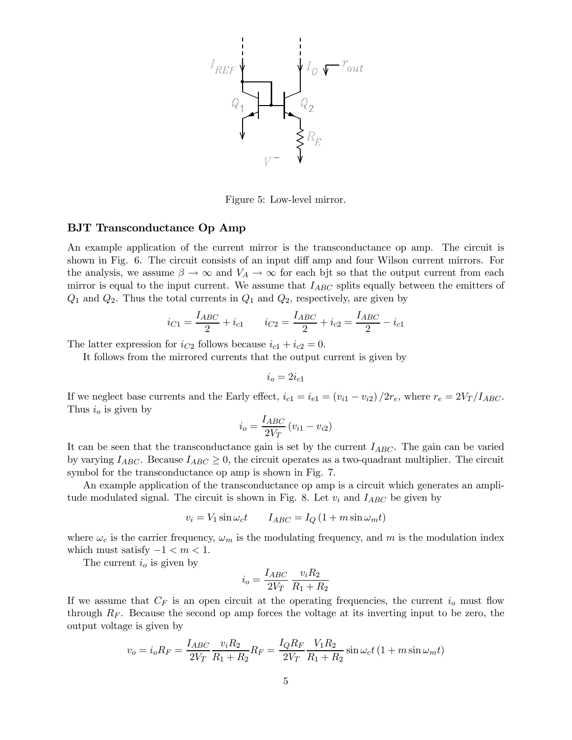Figure 5: Low-level mirror.

### BJT Transconductance Op Amp

An example application of the current mirror is the transconductance op amp. The circuit is shown in Fig. 6. The circuit consists of an input diff amp and four Wilson current mirrors. For the analysis, we assume $\beta \to \infty$ and $V_A \to \infty$ for each bjt so that the output current from each mirror is equal to the input current. We assume that $I_{ABC}$ splits equally between the emitters of $Q_1$ and $Q_2$. Thus the total currents in $Q_1$ and $Q_2$, respectively, are given by

$$i_{C1} = \frac{I_{ABC}}{2} + i_{c1} \qquad i_{C2} = \frac{I_{ABC}}{2} + i_{c2} = \frac{I_{ABC}}{2} - i_{c1}$$

The latter expression for $i_{C2}$ follows because $i_{c1} + i_{c2} = 0$.

It follows from the mirrored currents that the output current is given by

$$i_o = 2i_{c1}$$

If we neglect base currents and the Early effect, $i_{c1} = i_{e1} = (v_{i1} - v_{i2})/2r_e$, where $r_e = 2V_T/I_{ABC}$. Thus $i_o$ is given by

$$i_o = \frac{I_{ABC}}{2V_T}(v_{i1} - v_{i2})$$

It can be seen that the transconductance gain is set by the current $I_{ABC}$. The gain can be varied by varying $I_{ABC}$. Because $I_{ABC} \geq 0$, the circuit operates as a two-quadrant multiplier. The circuit symbol for the transconductance op amp is shown in Fig. 7.

An example application of the transconductance op amp is a circuit which generates an amplitude modulated signal. The circuit is shown in Fig. 8. Let $v_i$ and $I_{ABC}$ be given by

$$v_i = V_1 \sin \omega_c t \qquad I_{ABC} = I_Q (1 + m \sin \omega_m t)$$

where $\omega_c$ is the carrier frequency, $\omega_m$ is the modulating frequency, and $m$ is the modulation index which must satisfy $-1 < m < 1$.

The current $i_o$ is given by

$$i_o = \frac{I_{ABC}}{2V_T} \frac{v_i R_2}{R_1 + R_2}$$

If we assume that $C_F$ is an open circuit at the operating frequencies, the current $i_o$ must flow through $R_F$. Because the second op amp forces the voltage at its inverting input to be zero, the output voltage is given by

$$v_o = i_o R_F = \frac{I_{ABC}}{2V_T} \frac{v_i R_2}{R_1 + R_2} R_F = \frac{I_Q R_F}{2V_T} \frac{V_1 R_2}{R_1 + R_2} \sin \omega_c t (1 + m \sin \omega_m t)$$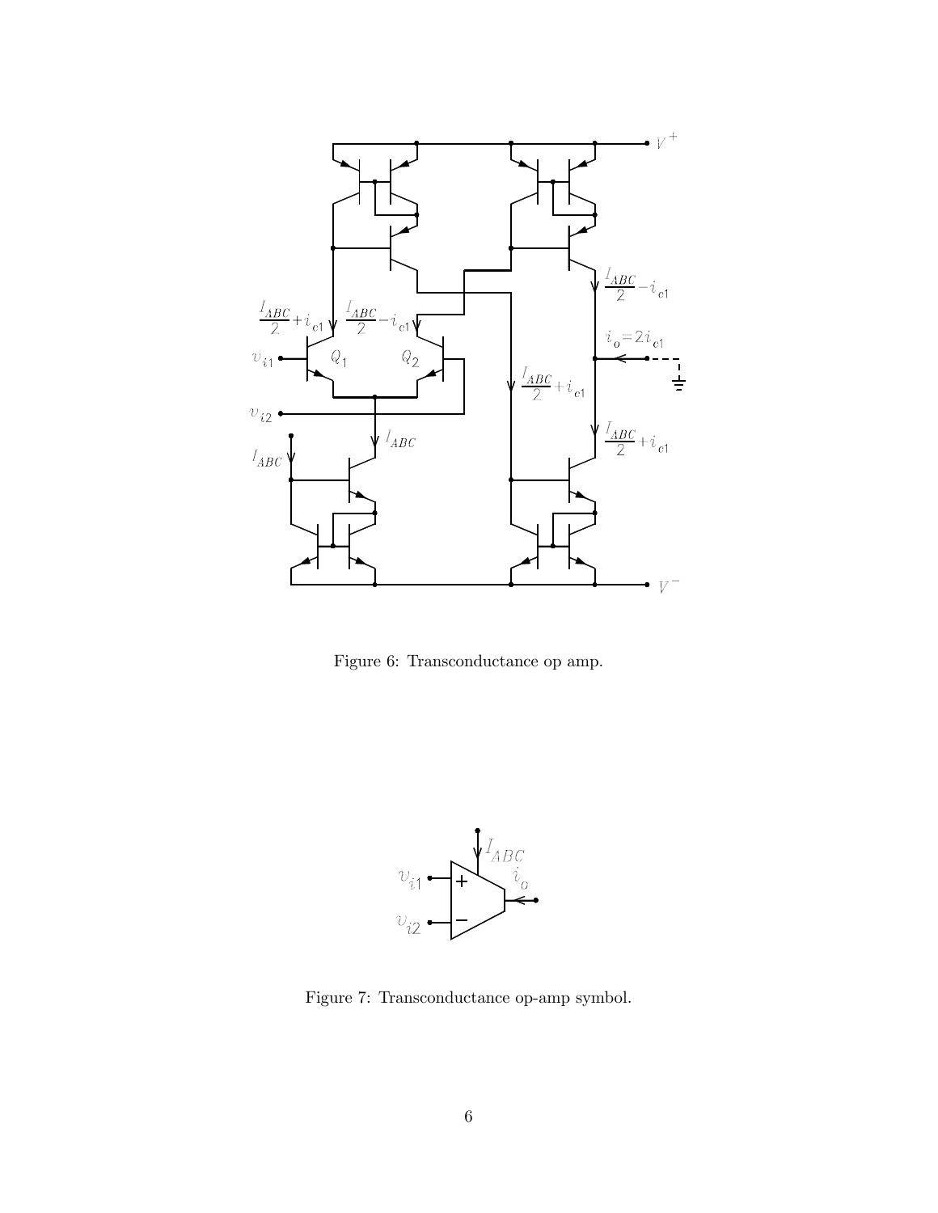Figure 6: Transconductance op amp.

Figure 7: Transconductance op-amp symbol.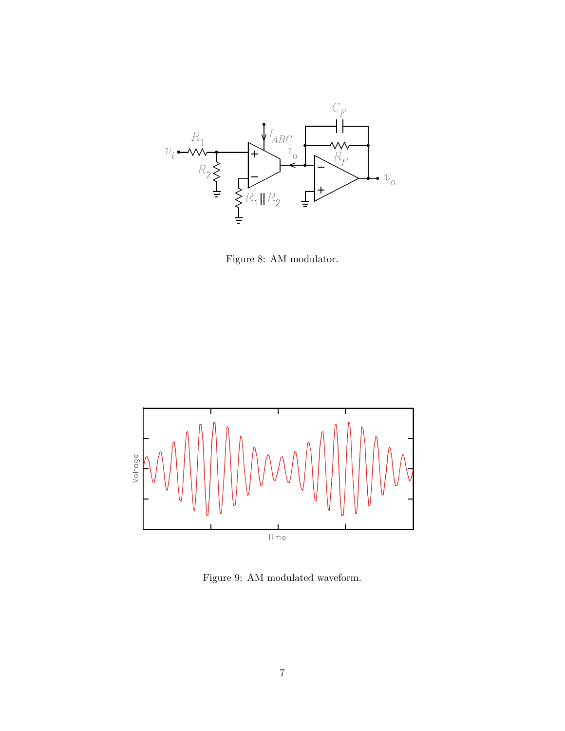Figure 8: AM modulator.

Figure 9: AM modulated waveform.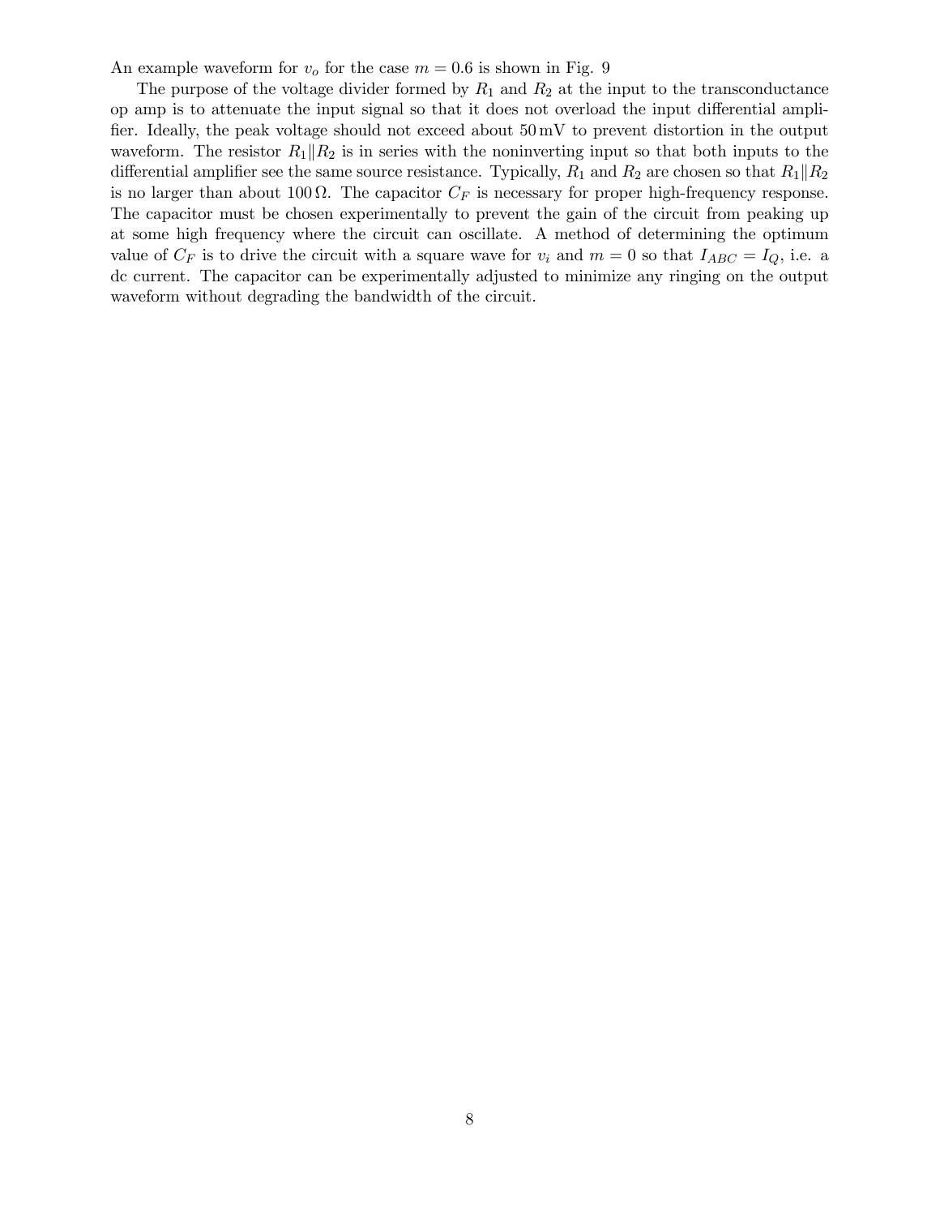An example waveform for $v_o$ for the case $m = 0.6$ is shown in Fig. 9

The purpose of the voltage divider formed by $R_1$ and $R_2$ at the input to the transconductance op amp is to attenuate the input signal so that it does not overload the input differential amplifier. Ideally, the peak voltage should not exceed about 50 mV to prevent distortion in the output waveform. The resistor $R_1 \| R_2$ is in series with the noninverting input so that both inputs to the differential amplifier see the same source resistance. Typically, $R_1$ and $R_2$ are chosen so that $R_1 \| R_2$ is no larger than about $100\,\Omega$. The capacitor $C_F$ is necessary for proper high-frequency response. The capacitor must be chosen experimentally to prevent the gain of the circuit from peaking up at some high frequency where the circuit can oscillate. A method of determining the optimum value of $C_F$ is to drive the circuit with a square wave for $v_i$ and $m = 0$ so that $I_{ABC} = I_Q$, i.e. a dc current. The capacitor can be experimentally adjusted to minimize any ringing on the output waveform without degrading the bandwidth of the circuit.